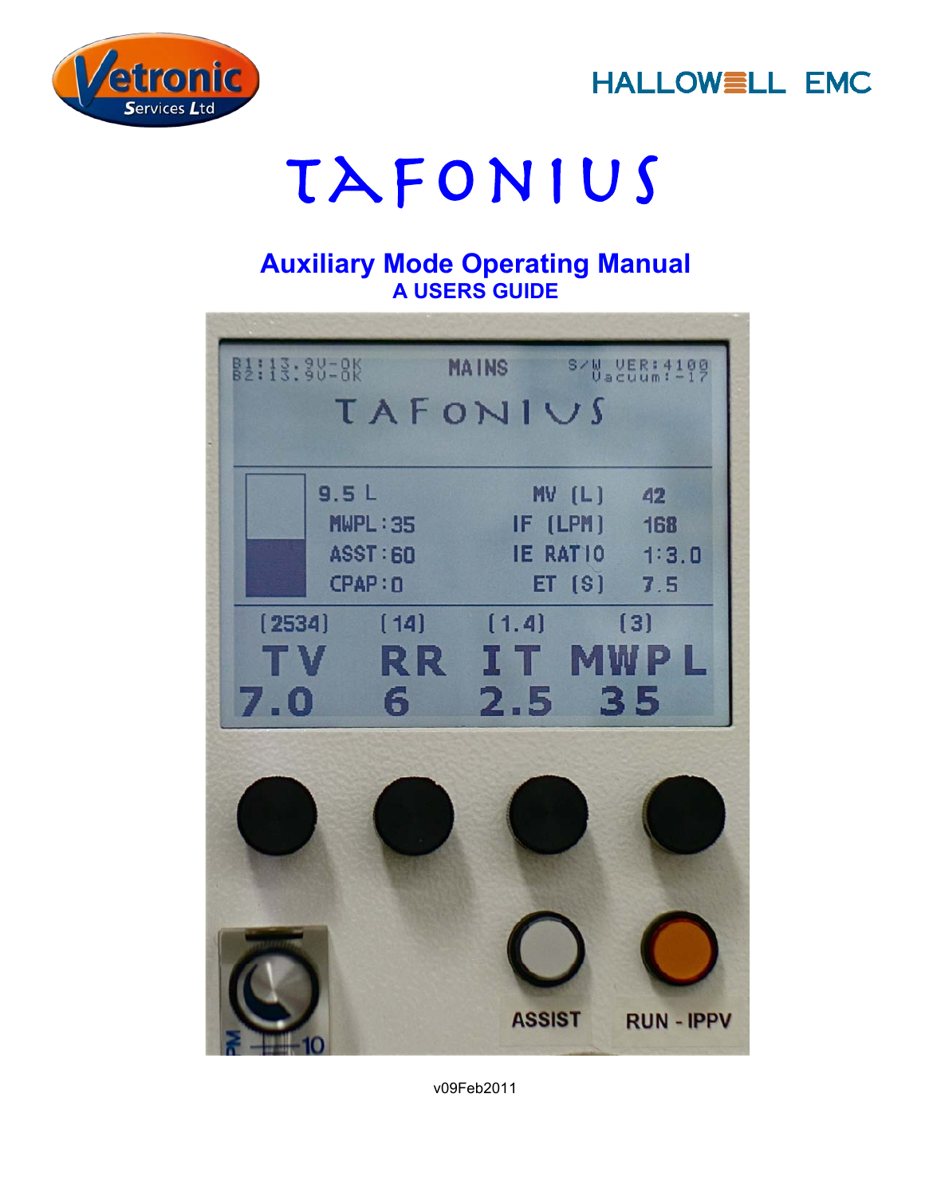Vetronic Services Ltd

HALLOWELL EMC

# TAFONIUS

## Auxiliary Mode Operating Manual

### A USERS GUIDE

v09Feb2011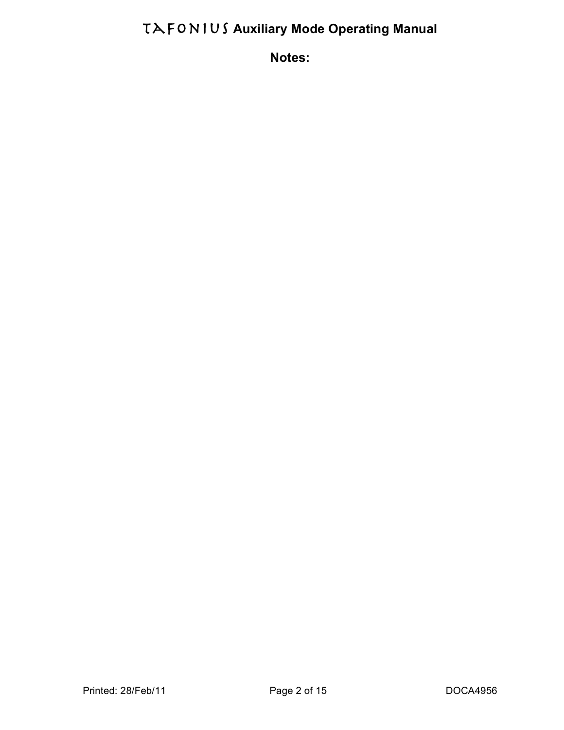## Notes: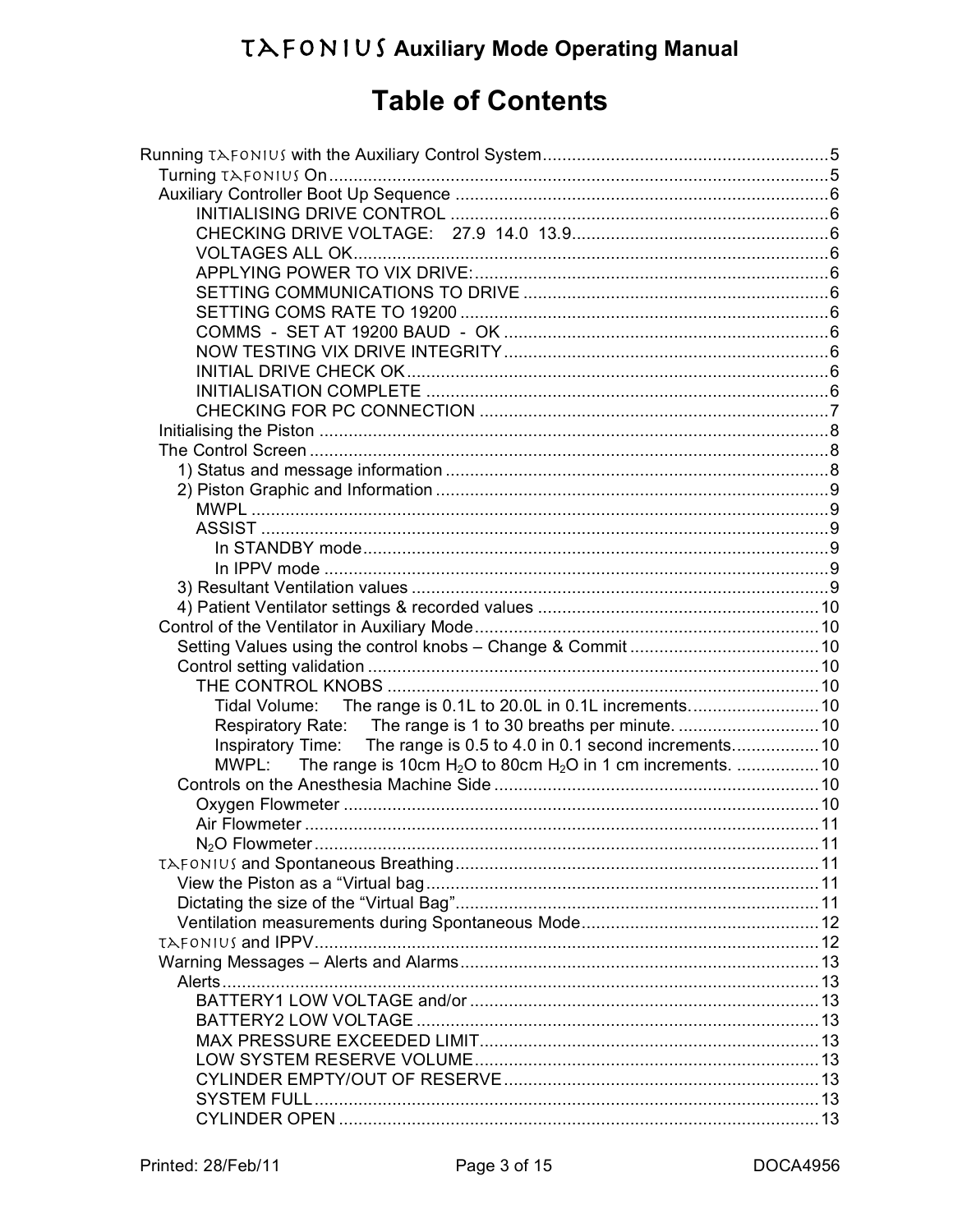# Table of Contents

- Running TAFONIUS with the Auxiliary Control System ....... 5
  - Turning TAFONIUS On ....... 5
  - Auxiliary Controller Boot Up Sequence ....... 6
    - INITIALISING DRIVE CONTROL ....... 6
    - CHECKING DRIVE VOLTAGE: 27.9 14.0 13.9 ....... 6
    - VOLTAGES ALL OK ....... 6
    - APPLYING POWER TO VIX DRIVE: ....... 6
    - SETTING COMMUNICATIONS TO DRIVE ....... 6
    - SETTING COMS RATE TO 19200 ....... 6
    - COMMS - SET AT 19200 BAUD - OK ....... 6
    - NOW TESTING VIX DRIVE INTEGRITY ....... 6
    - INITIAL DRIVE CHECK OK ....... 6
    - INITIALISATION COMPLETE ....... 6
    - CHECKING FOR PC CONNECTION ....... 7
  - Initialising the Piston ....... 8
  - The Control Screen ....... 8
    - 1) Status and message information ....... 8
    - 2) Piston Graphic and Information ....... 9
      - MWPL ....... 9
      - ASSIST ....... 9
        - In STANDBY mode ....... 9
        - In IPPV mode ....... 9
    - 3) Resultant Ventilation values ....... 9
    - 4) Patient Ventilator settings & recorded values ....... 10
  - Control of the Ventilator in Auxiliary Mode ....... 10
    - Setting Values using the control knobs – Change & Commit ....... 10
    - Control setting validation ....... 10
      - THE CONTROL KNOBS ....... 10
        - Tidal Volume: The range is 0.1L to 20.0L in 0.1L increments. ....... 10
        - Respiratory Rate: The range is 1 to 30 breaths per minute. ....... 10
        - Inspiratory Time: The range is 0.5 to 4.0 in 0.1 second increments. ....... 10
        - MWPL: The range is 10cm $H_2O$ to 80cm $H_2O$ in 1 cm increments. ....... 10
    - Controls on the Anesthesia Machine Side ....... 10
      - Oxygen Flowmeter ....... 10
      - Air Flowmeter ....... 11
      - $N_2O$ Flowmeter ....... 11
  - TAFONIUS and Spontaneous Breathing ....... 11
    - View the Piston as a "Virtual bag ....... 11
    - Dictating the size of the "Virtual Bag" ....... 11
    - Ventilation measurements during Spontaneous Mode ....... 12
  - TAFONIUS and IPPV ....... 12
  - Warning Messages – Alerts and Alarms ....... 13
    - Alerts ....... 13
      - BATTERY1 LOW VOLTAGE and/or ....... 13
      - BATTERY2 LOW VOLTAGE ....... 13
      - MAX PRESSURE EXCEEDED LIMIT ....... 13
      - LOW SYSTEM RESERVE VOLUME ....... 13
      - CYLINDER EMPTY/OUT OF RESERVE ....... 13
      - SYSTEM FULL ....... 13
      - CYLINDER OPEN ....... 13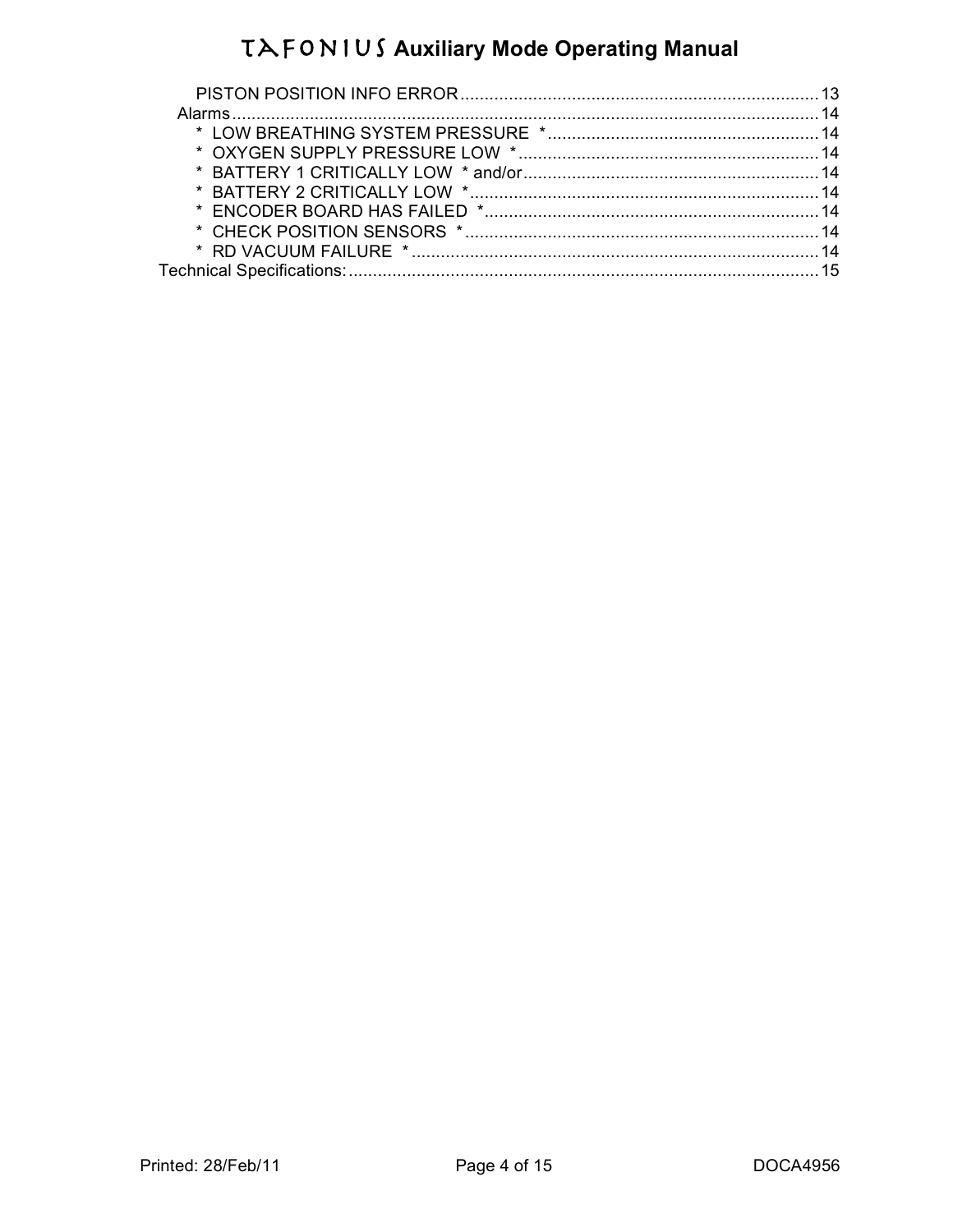PISTON POSITION INFO ERROR ........................................................................ 13
Alarms ........................................................................................................ 14
* LOW BREATHING SYSTEM PRESSURE * ....................................................... 14
* OXYGEN SUPPLY PRESSURE LOW * ............................................................ 14
* BATTERY 1 CRITICALLY LOW * and/or ........................................................... 14
* BATTERY 2 CRITICALLY LOW * ...................................................................... 14
* ENCODER BOARD HAS FAILED * .................................................................... 14
* CHECK POSITION SENSORS * ........................................................................ 14
* RD VACUUM FAILURE * ................................................................................... 14
Technical Specifications: ................................................................................ 15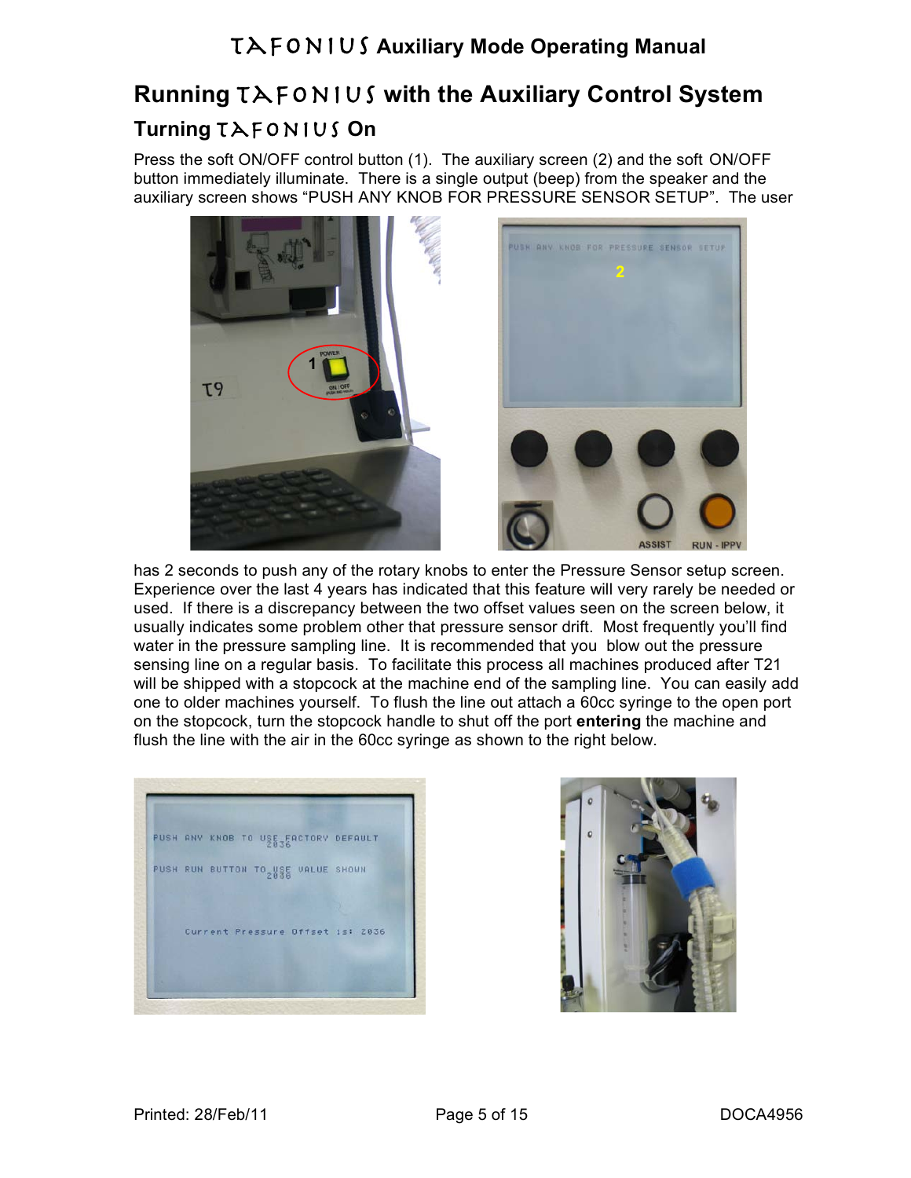# Running TAFONIUS with the Auxiliary Control System

## Turning TAFONIUS On

Press the soft ON/OFF control button (1). The auxiliary screen (2) and the soft ON/OFF button immediately illuminate. There is a single output (beep) from the speaker and the auxiliary screen shows "PUSH ANY KNOB FOR PRESSURE SENSOR SETUP". The user has 2 seconds to push any of the rotary knobs to enter the Pressure Sensor setup screen. Experience over the last 4 years has indicated that this feature will very rarely be needed or used. If there is a discrepancy between the two offset values seen on the screen below, it usually indicates some problem other that pressure sensor drift. Most frequently you'll find water in the pressure sampling line. It is recommended that you blow out the pressure sensing line on a regular basis. To facilitate this process all machines produced after T21 will be shipped with a stopcock at the machine end of the sampling line. You can easily add one to older machines yourself. To flush the line out attach a 60cc syringe to the open port on the stopcock, turn the stopcock handle to shut off the port **entering** the machine and flush the line with the air in the 60cc syringe as shown to the right below.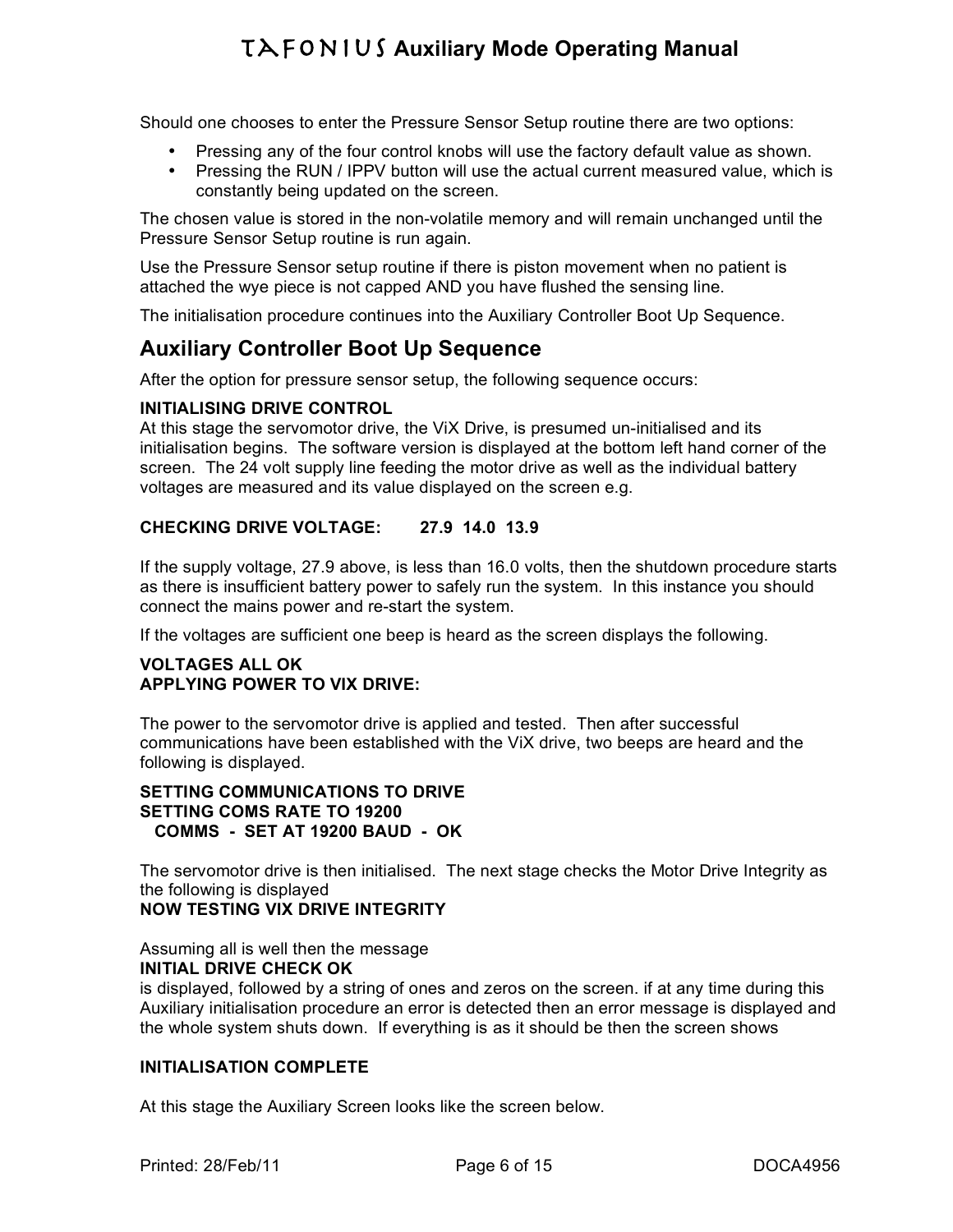Should one chooses to enter the Pressure Sensor Setup routine there are two options:

- Pressing any of the four control knobs will use the factory default value as shown.
- Pressing the RUN / IPPV button will use the actual current measured value, which is constantly being updated on the screen.

The chosen value is stored in the non-volatile memory and will remain unchanged until the Pressure Sensor Setup routine is run again.

Use the Pressure Sensor setup routine if there is piston movement when no patient is attached the wye piece is not capped AND you have flushed the sensing line.

The initialisation procedure continues into the Auxiliary Controller Boot Up Sequence.

## Auxiliary Controller Boot Up Sequence

After the option for pressure sensor setup, the following sequence occurs:

**INITIALISING DRIVE CONTROL**
At this stage the servomotor drive, the ViX Drive, is presumed un-initialised and its initialisation begins. The software version is displayed at the bottom left hand corner of the screen. The 24 volt supply line feeding the motor drive as well as the individual battery voltages are measured and its value displayed on the screen e.g.

**CHECKING DRIVE VOLTAGE: 27.9 14.0 13.9**

If the supply voltage, 27.9 above, is less than 16.0 volts, then the shutdown procedure starts as there is insufficient battery power to safely run the system. In this instance you should connect the mains power and re-start the system.

If the voltages are sufficient one beep is heard as the screen displays the following.

**VOLTAGES ALL OK**
**APPLYING POWER TO VIX DRIVE:**

The power to the servomotor drive is applied and tested. Then after successful communications have been established with the ViX drive, two beeps are heard and the following is displayed.

**SETTING COMMUNICATIONS TO DRIVE**
**SETTING COMS RATE TO 19200**
**COMMS - SET AT 19200 BAUD - OK**

The servomotor drive is then initialised. The next stage checks the Motor Drive Integrity as the following is displayed
**NOW TESTING VIX DRIVE INTEGRITY**

Assuming all is well then the message
**INITIAL DRIVE CHECK OK**
is displayed, followed by a string of ones and zeros on the screen. if at any time during this Auxiliary initialisation procedure an error is detected then an error message is displayed and the whole system shuts down. If everything is as it should be then the screen shows

**INITIALISATION COMPLETE**

At this stage the Auxiliary Screen looks like the screen below.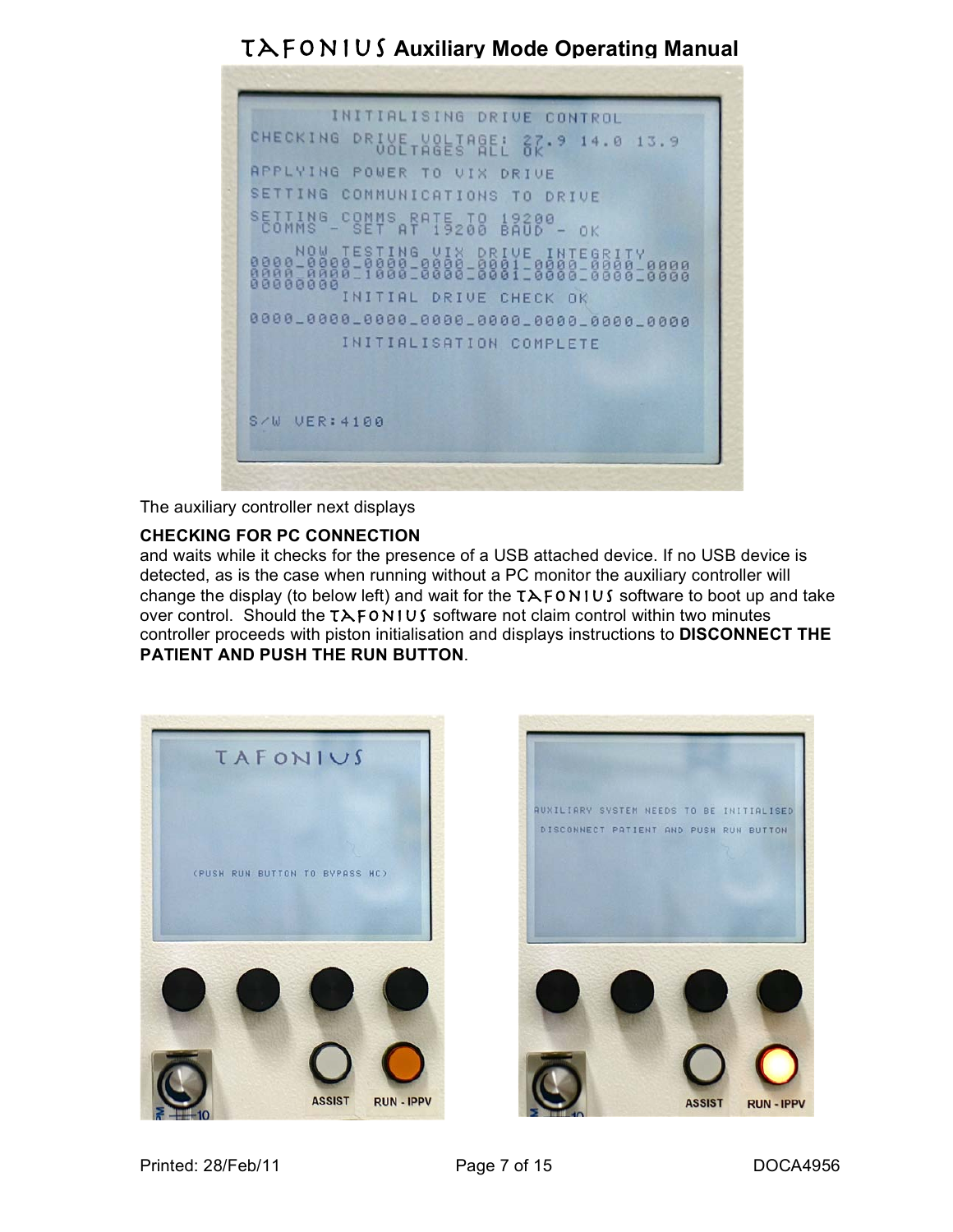The auxiliary controller next displays

**CHECKING FOR PC CONNECTION**

and waits while it checks for the presence of a USB attached device. If no USB device is detected, as is the case when running without a PC monitor the auxiliary controller will change the display (to below left) and wait for the TAFONIUS software to boot up and take over control. Should the TAFONIUS software not claim control within two minutes controller proceeds with piston initialisation and displays instructions to **DISCONNECT THE PATIENT AND PUSH THE RUN BUTTON**.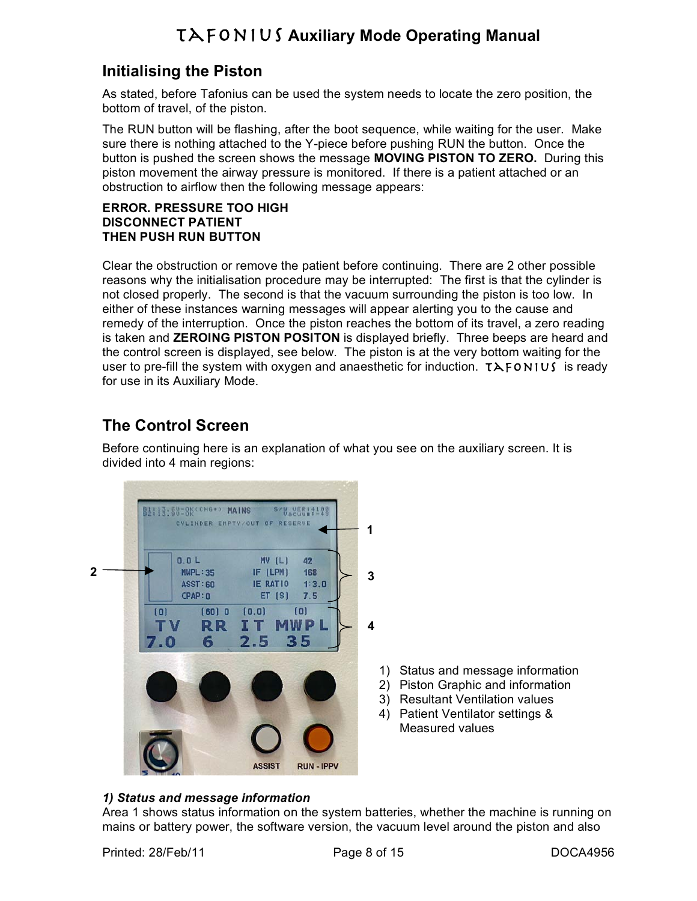## Initialising the Piston

As stated, before Tafonius can be used the system needs to locate the zero position, the bottom of travel, of the piston.

The RUN button will be flashing, after the boot sequence, while waiting for the user. Make sure there is nothing attached to the Y-piece before pushing RUN the button. Once the button is pushed the screen shows the message **MOVING PISTON TO ZERO.** During this piston movement the airway pressure is monitored. If there is a patient attached or an obstruction to airflow then the following message appears:

**ERROR. PRESSURE TOO HIGH**
**DISCONNECT PATIENT**
**THEN PUSH RUN BUTTON**

Clear the obstruction or remove the patient before continuing. There are 2 other possible reasons why the initialisation procedure may be interrupted: The first is that the cylinder is not closed properly. The second is that the vacuum surrounding the piston is too low. In either of these instances warning messages will appear alerting you to the cause and remedy of the interruption. Once the piston reaches the bottom of its travel, a zero reading is taken and **ZEROING PISTON POSITON** is displayed briefly. Three beeps are heard and the control screen is displayed, see below. The piston is at the very bottom waiting for the user to pre-fill the system with oxygen and anaesthetic for induction. TAFONIUS is ready for use in its Auxiliary Mode.

## The Control Screen

Before continuing here is an explanation of what you see on the auxiliary screen. It is divided into 4 main regions:

1) Status and message information
2) Piston Graphic and information
3) Resultant Ventilation values
4) Patient Ventilator settings & Measured values

### *1) Status and message information*

Area 1 shows status information on the system batteries, whether the machine is running on mains or battery power, the software version, the vacuum level around the piston and also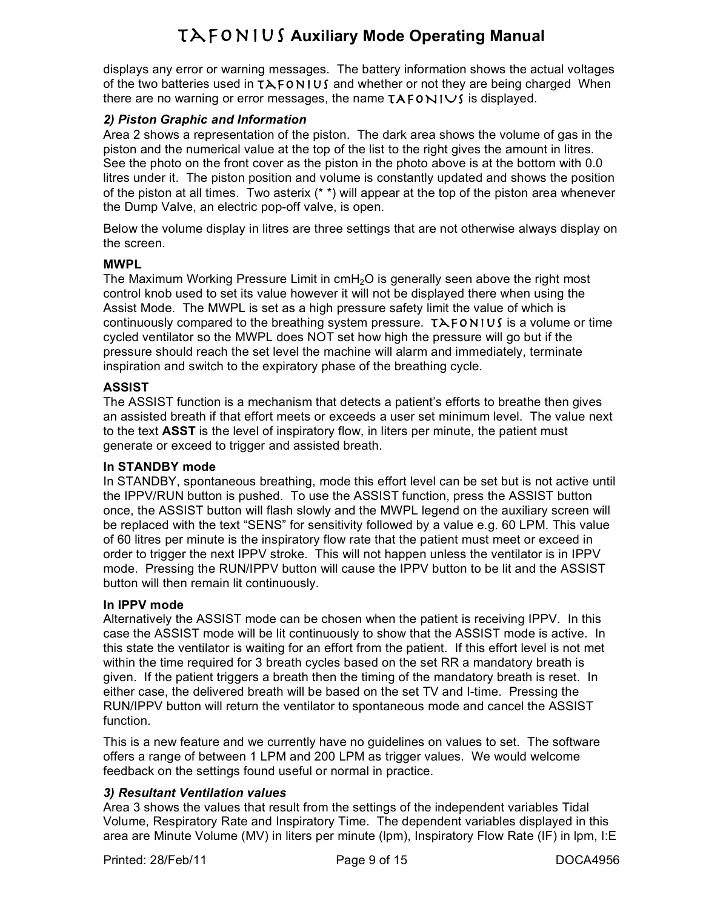displays any error or warning messages. The battery information shows the actual voltages of the two batteries used in TAFONIUS and whether or not they are being charged When there are no warning or error messages, the name TAFONIUS is displayed.

### *2) Piston Graphic and Information*

Area 2 shows a representation of the piston. The dark area shows the volume of gas in the piston and the numerical value at the top of the list to the right gives the amount in litres. See the photo on the front cover as the piston in the photo above is at the bottom with 0.0 litres under it. The piston position and volume is constantly updated and shows the position of the piston at all times. Two asterix (* *) will appear at the top of the piston area whenever the Dump Valve, an electric pop-off valve, is open.

Below the volume display in litres are three settings that are not otherwise always display on the screen.

#### MWPL

The Maximum Working Pressure Limit in cm$H_2O$ is generally seen above the right most control knob used to set its value however it will not be displayed there when using the Assist Mode. The MWPL is set as a high pressure safety limit the value of which is continuously compared to the breathing system pressure. TAFONIUS is a volume or time cycled ventilator so the MWPL does NOT set how high the pressure will go but if the pressure should reach the set level the machine will alarm and immediately, terminate inspiration and switch to the expiratory phase of the breathing cycle.

#### ASSIST

The ASSIST function is a mechanism that detects a patient's efforts to breathe then gives an assisted breath if that effort meets or exceeds a user set minimum level. The value next to the text **ASST** is the level of inspiratory flow, in liters per minute, the patient must generate or exceed to trigger and assisted breath.

#### In STANDBY mode

In STANDBY, spontaneous breathing, mode this effort level can be set but is not active until the IPPV/RUN button is pushed. To use the ASSIST function, press the ASSIST button once, the ASSIST button will flash slowly and the MWPL legend on the auxiliary screen will be replaced with the text "SENS" for sensitivity followed by a value e.g. 60 LPM. This value of 60 litres per minute is the inspiratory flow rate that the patient must meet or exceed in order to trigger the next IPPV stroke. This will not happen unless the ventilator is in IPPV mode. Pressing the RUN/IPPV button will cause the IPPV button to be lit and the ASSIST button will then remain lit continuously.

#### In IPPV mode

Alternatively the ASSIST mode can be chosen when the patient is receiving IPPV. In this case the ASSIST mode will be lit continuously to show that the ASSIST mode is active. In this state the ventilator is waiting for an effort from the patient. If this effort level is not met within the time required for 3 breath cycles based on the set RR a mandatory breath is given. If the patient triggers a breath then the timing of the mandatory breath is reset. In either case, the delivered breath will be based on the set TV and I-time. Pressing the RUN/IPPV button will return the ventilator to spontaneous mode and cancel the ASSIST function.

This is a new feature and we currently have no guidelines on values to set. The software offers a range of between 1 LPM and 200 LPM as trigger values. We would welcome feedback on the settings found useful or normal in practice.

### *3) Resultant Ventilation values*

Area 3 shows the values that result from the settings of the independent variables Tidal Volume, Respiratory Rate and Inspiratory Time. The dependent variables displayed in this area are Minute Volume (MV) in liters per minute (lpm), Inspiratory Flow Rate (IF) in lpm, I:E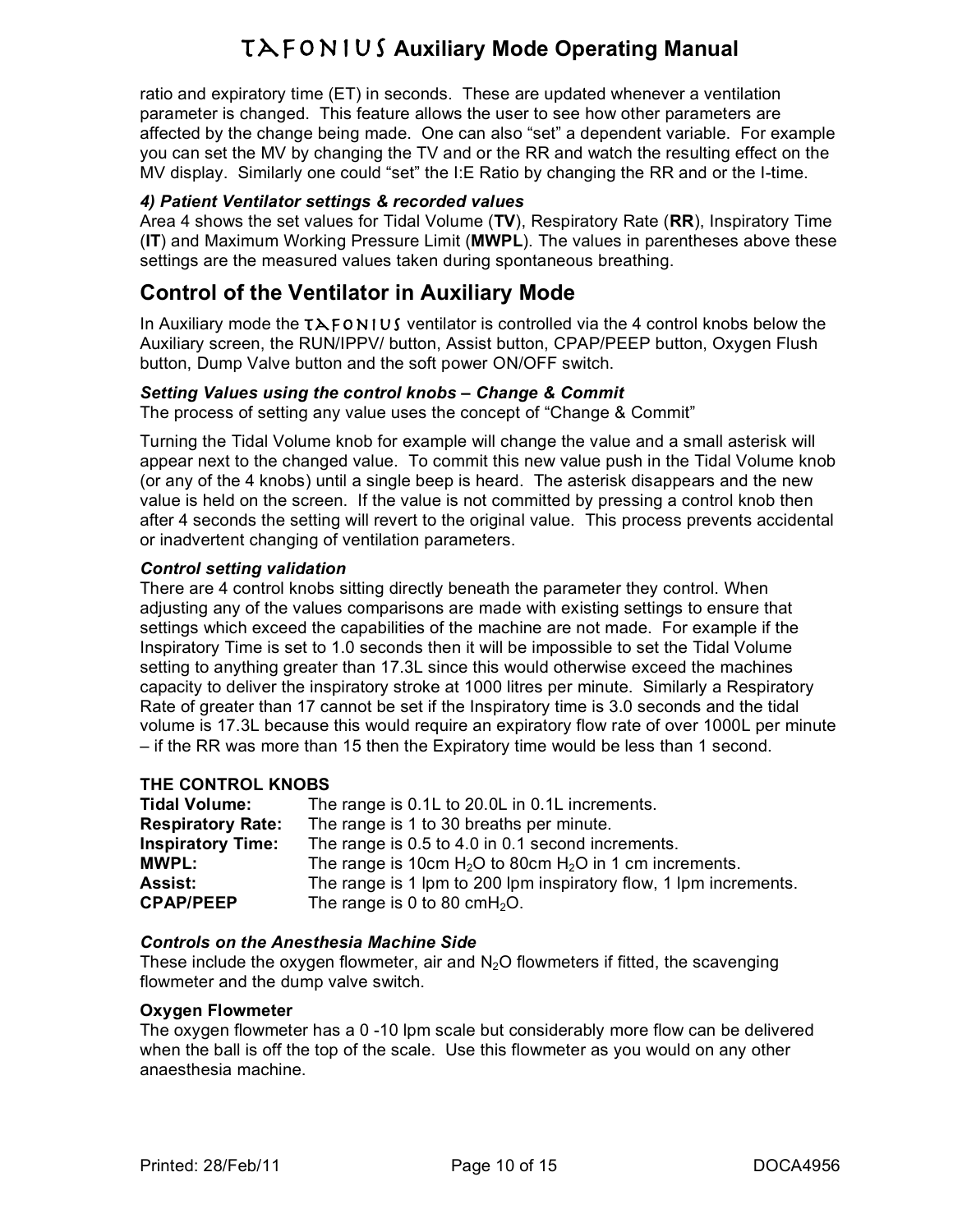ratio and expiratory time (ET) in seconds. These are updated whenever a ventilation parameter is changed. This feature allows the user to see how other parameters are affected by the change being made. One can also "set" a dependent variable. For example you can set the MV by changing the TV and or the RR and watch the resulting effect on the MV display. Similarly one could "set" the I:E Ratio by changing the RR and or the I-time.

***4) Patient Ventilator settings & recorded values***

Area 4 shows the set values for Tidal Volume (**TV**), Respiratory Rate (**RR**), Inspiratory Time (**IT**) and Maximum Working Pressure Limit (**MWPL**). The values in parentheses above these settings are the measured values taken during spontaneous breathing.

## Control of the Ventilator in Auxiliary Mode

In Auxiliary mode the TAFONIUS ventilator is controlled via the 4 control knobs below the Auxiliary screen, the RUN/IPPV/ button, Assist button, CPAP/PEEP button, Oxygen Flush button, Dump Valve button and the soft power ON/OFF switch.

***Setting Values using the control knobs – Change & Commit***

The process of setting any value uses the concept of "Change & Commit"

Turning the Tidal Volume knob for example will change the value and a small asterisk will appear next to the changed value. To commit this new value push in the Tidal Volume knob (or any of the 4 knobs) until a single beep is heard. The asterisk disappears and the new value is held on the screen. If the value is not committed by pressing a control knob then after 4 seconds the setting will revert to the original value. This process prevents accidental or inadvertent changing of ventilation parameters.

***Control setting validation***

There are 4 control knobs sitting directly beneath the parameter they control. When adjusting any of the values comparisons are made with existing settings to ensure that settings which exceed the capabilities of the machine are not made. For example if the Inspiratory Time is set to 1.0 seconds then it will be impossible to set the Tidal Volume setting to anything greater than 17.3L since this would otherwise exceed the machines capacity to deliver the inspiratory stroke at 1000 litres per minute. Similarly a Respiratory Rate of greater than 17 cannot be set if the Inspiratory time is 3.0 seconds and the tidal volume is 17.3L because this would require an expiratory flow rate of over 1000L per minute – if the RR was more than 15 then the Expiratory time would be less than 1 second.

**THE CONTROL KNOBS**

| | |
|---|---|
| **Tidal Volume:** | The range is 0.1L to 20.0L in 0.1L increments. |
| **Respiratory Rate:** | The range is 1 to 30 breaths per minute. |
| **Inspiratory Time:** | The range is 0.5 to 4.0 in 0.1 second increments. |
| **MWPL:** | The range is 10cm $H_2O$ to 80cm $H_2O$ in 1 cm increments. |
| **Assist:** | The range is 1 lpm to 200 lpm inspiratory flow, 1 lpm increments. |
| **CPAP/PEEP** | The range is 0 to 80 cm$H_2O$. |

***Controls on the Anesthesia Machine Side***

These include the oxygen flowmeter, air and $N_2O$ flowmeters if fitted, the scavenging flowmeter and the dump valve switch.

**Oxygen Flowmeter**

The oxygen flowmeter has a 0 -10 lpm scale but considerably more flow can be delivered when the ball is off the top of the scale. Use this flowmeter as you would on any other anaesthesia machine.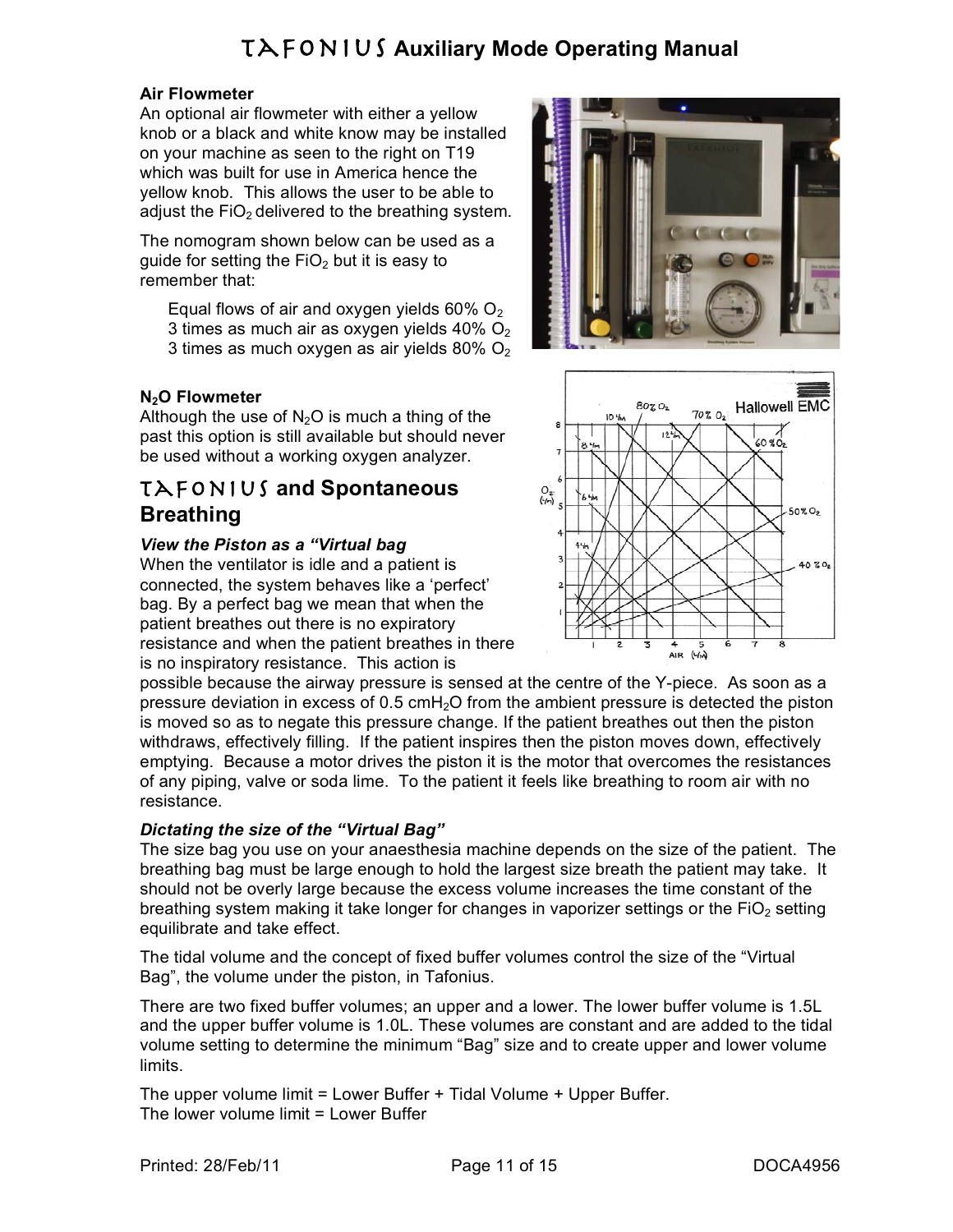### Air Flowmeter

An optional air flowmeter with either a yellow knob or a black and white know may be installed on your machine as seen to the right on T19 which was built for use in America hence the yellow knob. This allows the user to be able to adjust the $FiO_2$ delivered to the breathing system.

The nomogram shown below can be used as a guide for setting the $FiO_2$ but it is easy to remember that:

Equal flows of air and oxygen yields 60% $O_2$
3 times as much air as oxygen yields 40% $O_2$
3 times as much oxygen as air yields 80% $O_2$

### $N_2O$ Flowmeter

Although the use of $N_2O$ is much a thing of the past this option is still available but should never be used without a working oxygen analyzer.

## TAFONIUS and Spontaneous Breathing

### *View the Piston as a "Virtual bag*

When the ventilator is idle and a patient is connected, the system behaves like a 'perfect' bag. By a perfect bag we mean that when the patient breathes out there is no expiratory resistance and when the patient breathes in there is no inspiratory resistance. This action is possible because the airway pressure is sensed at the centre of the Y-piece. As soon as a pressure deviation in excess of 0.5 $cmH_2O$ from the ambient pressure is detected the piston is moved so as to negate this pressure change. If the patient breathes out then the piston withdraws, effectively filling. If the patient inspires then the piston moves down, effectively emptying. Because a motor drives the piston it is the motor that overcomes the resistances of any piping, valve or soda lime. To the patient it feels like breathing to room air with no resistance.

### *Dictating the size of the "Virtual Bag"*

The size bag you use on your anaesthesia machine depends on the size of the patient. The breathing bag must be large enough to hold the largest size breath the patient may take. It should not be overly large because the excess volume increases the time constant of the breathing system making it take longer for changes in vaporizer settings or the $FiO_2$ setting equilibrate and take effect.

The tidal volume and the concept of fixed buffer volumes control the size of the "Virtual Bag", the volume under the piston, in Tafonius.

There are two fixed buffer volumes; an upper and a lower. The lower buffer volume is 1.5L and the upper buffer volume is 1.0L. These volumes are constant and are added to the tidal volume setting to determine the minimum "Bag" size and to create upper and lower volume limits.

The upper volume limit = Lower Buffer + Tidal Volume + Upper Buffer.
The lower volume limit = Lower Buffer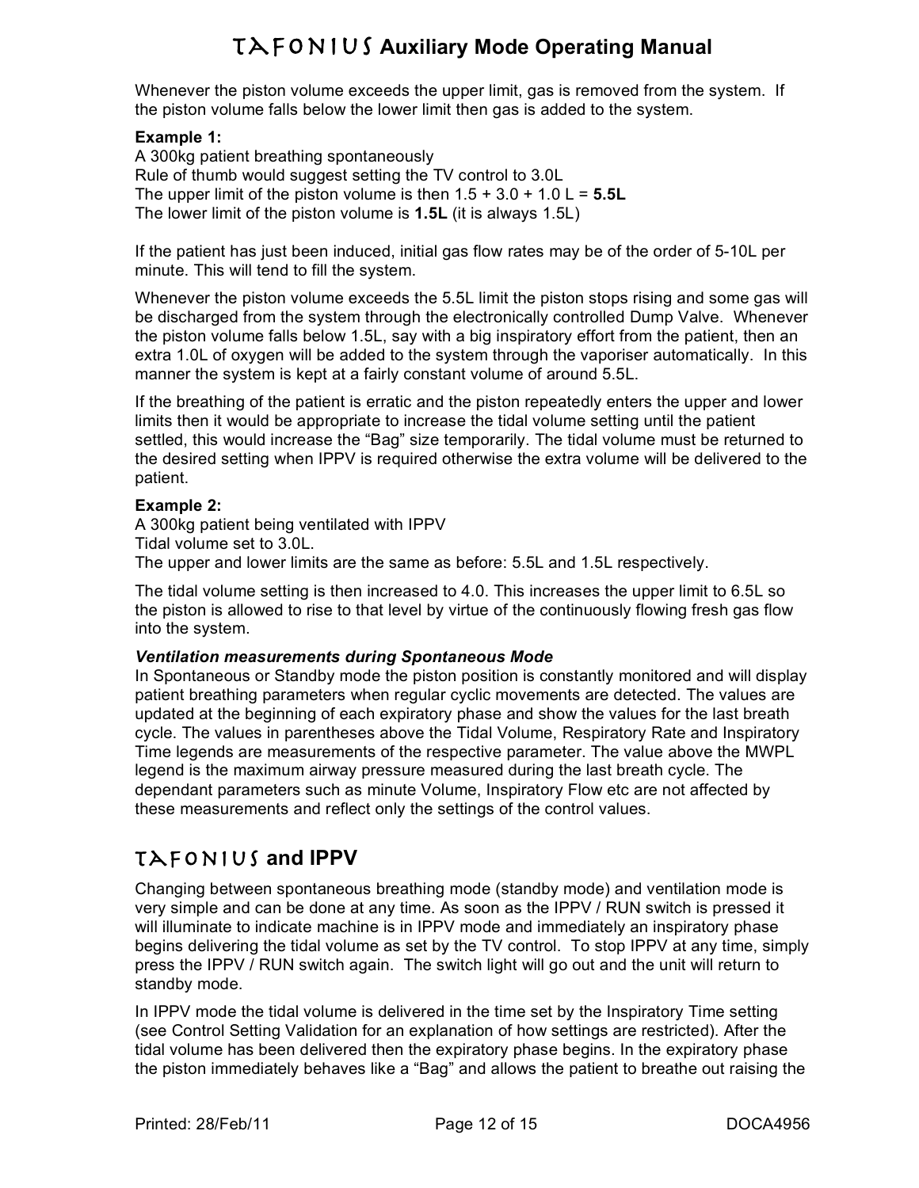Whenever the piston volume exceeds the upper limit, gas is removed from the system. If the piston volume falls below the lower limit then gas is added to the system.

**Example 1:**
A 300kg patient breathing spontaneously
Rule of thumb would suggest setting the TV control to 3.0L
The upper limit of the piston volume is then 1.5 + 3.0 + 1.0 L = **5.5L**
The lower limit of the piston volume is **1.5L** (it is always 1.5L)

If the patient has just been induced, initial gas flow rates may be of the order of 5-10L per minute. This will tend to fill the system.

Whenever the piston volume exceeds the 5.5L limit the piston stops rising and some gas will be discharged from the system through the electronically controlled Dump Valve. Whenever the piston volume falls below 1.5L, say with a big inspiratory effort from the patient, then an extra 1.0L of oxygen will be added to the system through the vaporiser automatically. In this manner the system is kept at a fairly constant volume of around 5.5L.

If the breathing of the patient is erratic and the piston repeatedly enters the upper and lower limits then it would be appropriate to increase the tidal volume setting until the patient settled, this would increase the "Bag" size temporarily. The tidal volume must be returned to the desired setting when IPPV is required otherwise the extra volume will be delivered to the patient.

**Example 2:**
A 300kg patient being ventilated with IPPV
Tidal volume set to 3.0L.
The upper and lower limits are the same as before: 5.5L and 1.5L respectively.

The tidal volume setting is then increased to 4.0. This increases the upper limit to 6.5L so the piston is allowed to rise to that level by virtue of the continuously flowing fresh gas flow into the system.

***Ventilation measurements during Spontaneous Mode***
In Spontaneous or Standby mode the piston position is constantly monitored and will display patient breathing parameters when regular cyclic movements are detected. The values are updated at the beginning of each expiratory phase and show the values for the last breath cycle. The values in parentheses above the Tidal Volume, Respiratory Rate and Inspiratory Time legends are measurements of the respective parameter. The value above the MWPL legend is the maximum airway pressure measured during the last breath cycle. The dependant parameters such as minute Volume, Inspiratory Flow etc are not affected by these measurements and reflect only the settings of the control values.

## TAFONIUS and IPPV

Changing between spontaneous breathing mode (standby mode) and ventilation mode is very simple and can be done at any time. As soon as the IPPV / RUN switch is pressed it will illuminate to indicate machine is in IPPV mode and immediately an inspiratory phase begins delivering the tidal volume as set by the TV control. To stop IPPV at any time, simply press the IPPV / RUN switch again. The switch light will go out and the unit will return to standby mode.

In IPPV mode the tidal volume is delivered in the time set by the Inspiratory Time setting (see Control Setting Validation for an explanation of how settings are restricted). After the tidal volume has been delivered then the expiratory phase begins. In the expiratory phase the piston immediately behaves like a "Bag" and allows the patient to breathe out raising the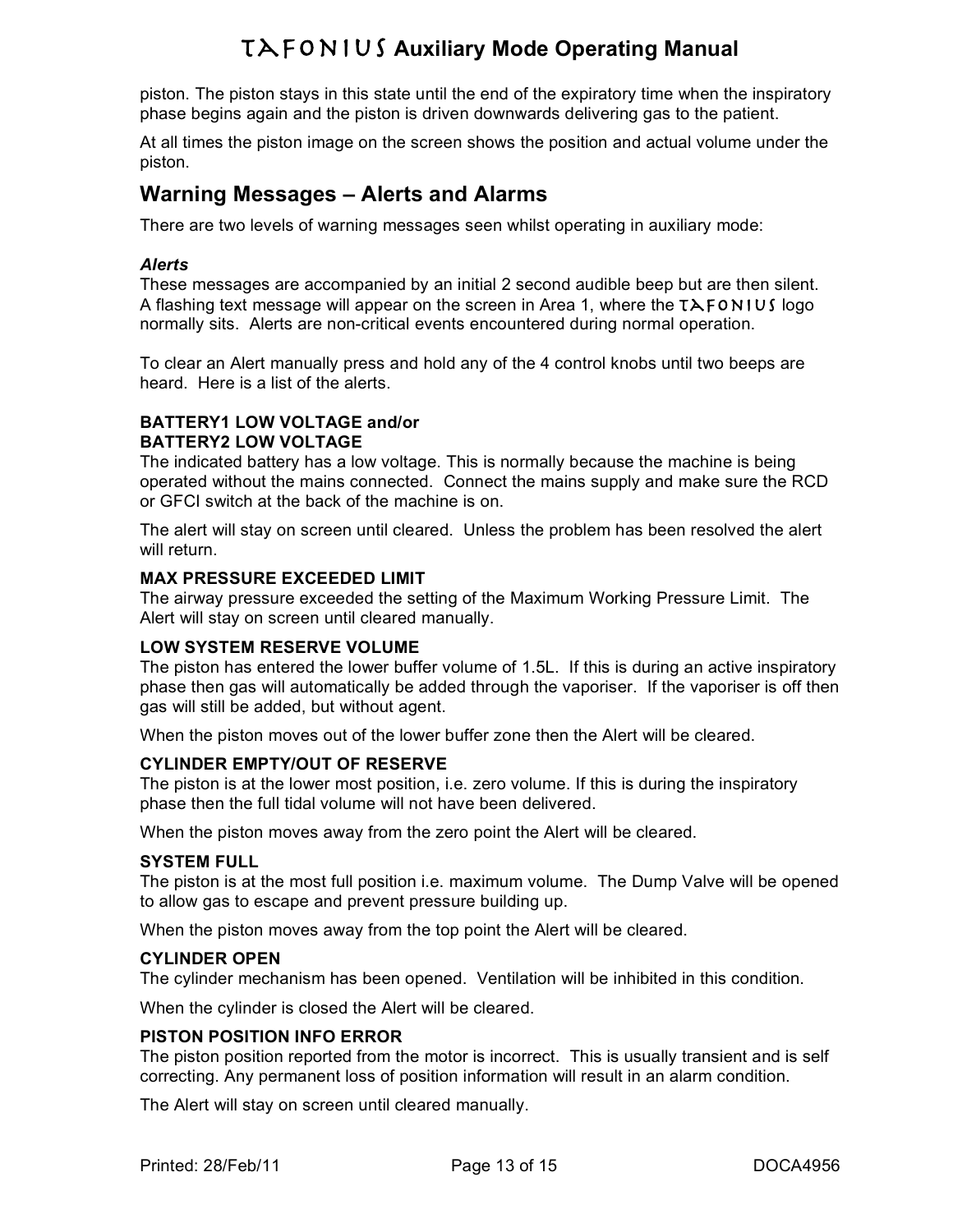piston. The piston stays in this state until the end of the expiratory time when the inspiratory phase begins again and the piston is driven downwards delivering gas to the patient.

At all times the piston image on the screen shows the position and actual volume under the piston.

## Warning Messages – Alerts and Alarms

There are two levels of warning messages seen whilst operating in auxiliary mode:

***Alerts***

These messages are accompanied by an initial 2 second audible beep but are then silent. A flashing text message will appear on the screen in Area 1, where the TAFONIUS logo normally sits. Alerts are non-critical events encountered during normal operation.

To clear an Alert manually press and hold any of the 4 control knobs until two beeps are heard. Here is a list of the alerts.

**BATTERY1 LOW VOLTAGE and/or**
**BATTERY2 LOW VOLTAGE**

The indicated battery has a low voltage. This is normally because the machine is being operated without the mains connected. Connect the mains supply and make sure the RCD or GFCI switch at the back of the machine is on.

The alert will stay on screen until cleared. Unless the problem has been resolved the alert will return.

**MAX PRESSURE EXCEEDED LIMIT**

The airway pressure exceeded the setting of the Maximum Working Pressure Limit. The Alert will stay on screen until cleared manually.

**LOW SYSTEM RESERVE VOLUME**

The piston has entered the lower buffer volume of 1.5L. If this is during an active inspiratory phase then gas will automatically be added through the vaporiser. If the vaporiser is off then gas will still be added, but without agent.

When the piston moves out of the lower buffer zone then the Alert will be cleared.

**CYLINDER EMPTY/OUT OF RESERVE**

The piston is at the lower most position, i.e. zero volume. If this is during the inspiratory phase then the full tidal volume will not have been delivered.

When the piston moves away from the zero point the Alert will be cleared.

**SYSTEM FULL**

The piston is at the most full position i.e. maximum volume. The Dump Valve will be opened to allow gas to escape and prevent pressure building up.

When the piston moves away from the top point the Alert will be cleared.

**CYLINDER OPEN**

The cylinder mechanism has been opened. Ventilation will be inhibited in this condition.

When the cylinder is closed the Alert will be cleared.

**PISTON POSITION INFO ERROR**

The piston position reported from the motor is incorrect. This is usually transient and is self correcting. Any permanent loss of position information will result in an alarm condition.

The Alert will stay on screen until cleared manually.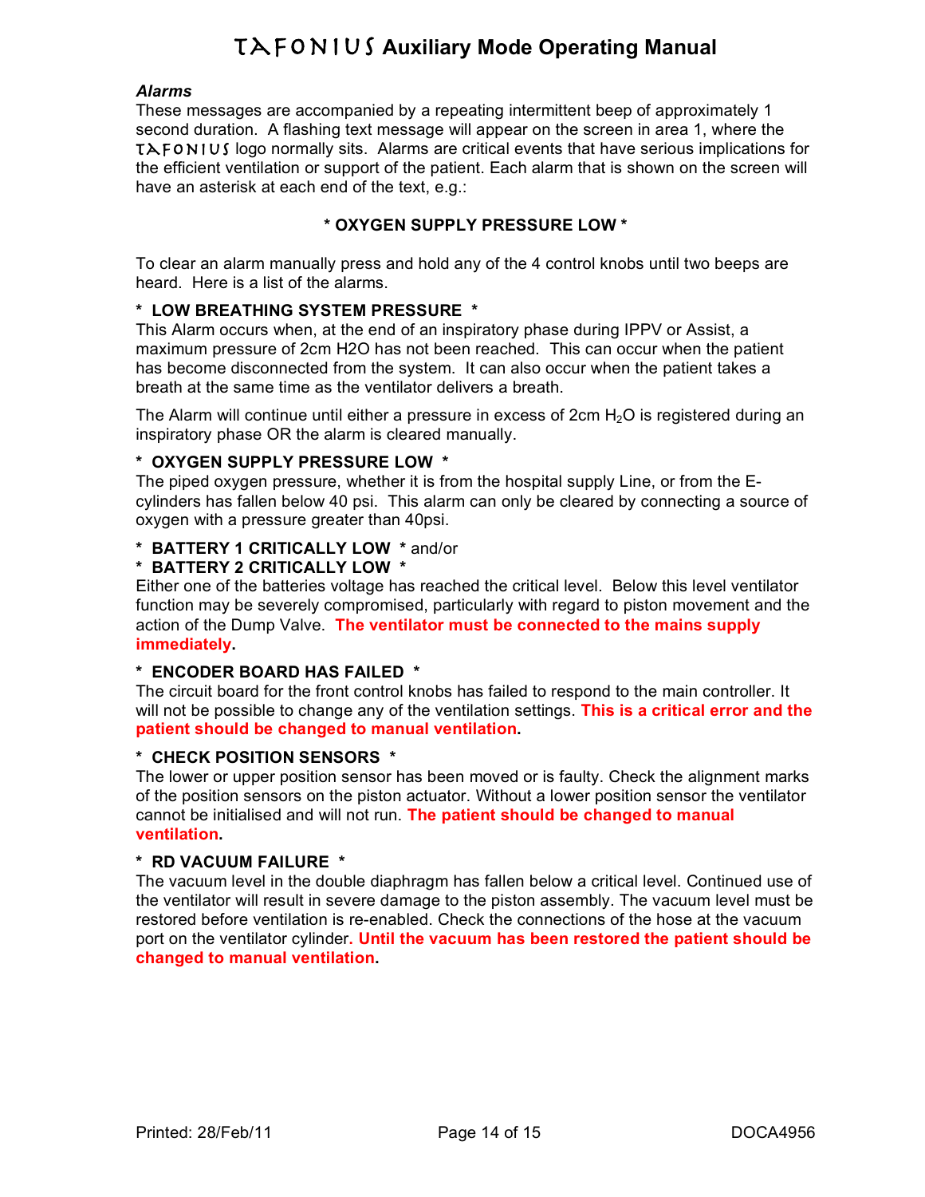*Alarms*

These messages are accompanied by a repeating intermittent beep of approximately 1 second duration. A flashing text message will appear on the screen in area 1, where the TAFONIUS logo normally sits. Alarms are critical events that have serious implications for the efficient ventilation or support of the patient. Each alarm that is shown on the screen will have an asterisk at each end of the text, e.g.:

**\* OXYGEN SUPPLY PRESSURE LOW \***

To clear an alarm manually press and hold any of the 4 control knobs until two beeps are heard. Here is a list of the alarms.

**\* LOW BREATHING SYSTEM PRESSURE \***

This Alarm occurs when, at the end of an inspiratory phase during IPPV or Assist, a maximum pressure of 2cm H2O has not been reached. This can occur when the patient has become disconnected from the system. It can also occur when the patient takes a breath at the same time as the ventilator delivers a breath.

The Alarm will continue until either a pressure in excess of 2cm $H_2O$ is registered during an inspiratory phase OR the alarm is cleared manually.

**\* OXYGEN SUPPLY PRESSURE LOW \***

The piped oxygen pressure, whether it is from the hospital supply Line, or from the E-cylinders has fallen below 40 psi. This alarm can only be cleared by connecting a source of oxygen with a pressure greater than 40psi.

**\* BATTERY 1 CRITICALLY LOW \*** and/or
**\* BATTERY 2 CRITICALLY LOW \***

Either one of the batteries voltage has reached the critical level. Below this level ventilator function may be severely compromised, particularly with regard to piston movement and the action of the Dump Valve. **The ventilator must be connected to the mains supply immediately.**

**\* ENCODER BOARD HAS FAILED \***

The circuit board for the front control knobs has failed to respond to the main controller. It will not be possible to change any of the ventilation settings. **This is a critical error and the patient should be changed to manual ventilation.**

**\* CHECK POSITION SENSORS \***

The lower or upper position sensor has been moved or is faulty. Check the alignment marks of the position sensors on the piston actuator. Without a lower position sensor the ventilator cannot be initialised and will not run. **The patient should be changed to manual ventilation.**

**\* RD VACUUM FAILURE \***

The vacuum level in the double diaphragm has fallen below a critical level. Continued use of the ventilator will result in severe damage to the piston assembly. The vacuum level must be restored before ventilation is re-enabled. Check the connections of the hose at the vacuum port on the ventilator cylinder**. Until the vacuum has been restored the patient should be changed to manual ventilation.**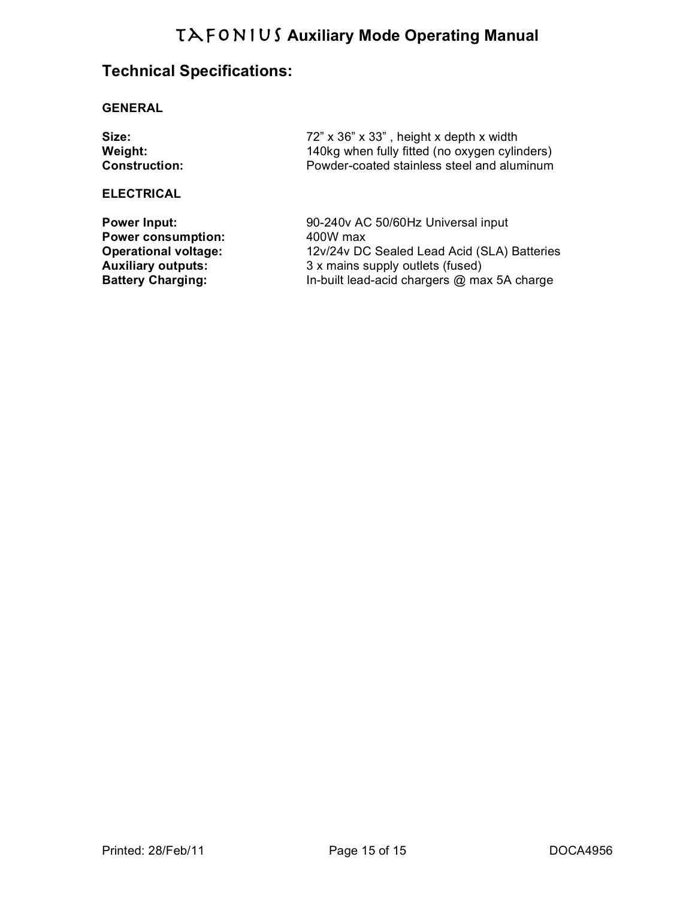## Technical Specifications:

**GENERAL**

| | |
|---|---|
| **Size:** | 72” x 36” x 33” , height x depth x width |
| **Weight:** | 140kg when fully fitted (no oxygen cylinders) |
| **Construction:** | Powder-coated stainless steel and aluminum |

**ELECTRICAL**

| | |
|---|---|
| **Power Input:** | 90-240v AC 50/60Hz Universal input |
| **Power consumption:** | 400W max |
| **Operational voltage:** | 12v/24v DC Sealed Lead Acid (SLA) Batteries |
| **Auxiliary outputs:** | 3 x mains supply outlets (fused) |
| **Battery Charging:** | In-built lead-acid chargers @ max 5A charge |